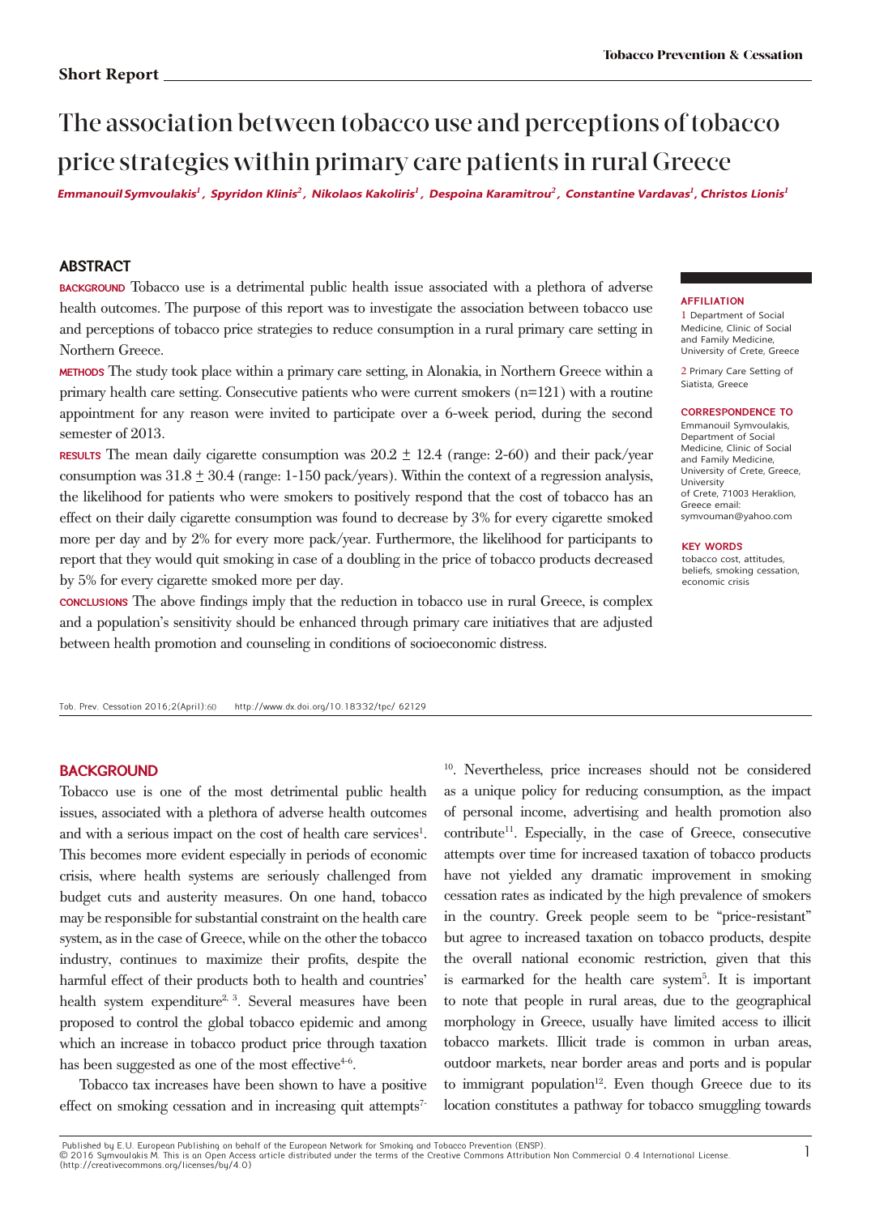Short Report

# The association between tobacco use and perceptions of tobacco price strategies within primary care patients in rural Greece

*Emmanouil Symvoulakis[1], Spyridon Klinis[2], Nikolaos Kakoliris[1], Despoina Karamitrou[2], Constantine Vardavas[1], Christos Lionis[1]*

## ABSTRACT

**BACKGROUND** Tobacco use is a detrimental public health issue associated with a plethora of adverse health outcomes. The purpose of this report was to investigate the association between tobacco use and perceptions of tobacco price strategies to reduce consumption in a rural primary care setting in Northern Greece.

**METHODS** The study took place within a primary care setting, in Alonakia, in Northern Greece within a primary health care setting. Consecutive patients who were current smokers (n=121) with a routine appointment for any reason were invited to participate over a 6-week period, during the second semester of 2013.

**RESULTS** The mean daily cigarette consumption was 20.2 ± 12.4 (range: 2-60) and their pack/year consumption was 31.8 ± 30.4 (range: 1-150 pack/years). Within the context of a regression analysis, the likelihood for patients who were smokers to positively respond that the cost of tobacco has an effect on their daily cigarette consumption was found to decrease by 3% for every cigarette smoked more per day and by 2% for every more pack/year. Furthermore, the likelihood for participants to report that they would quit smoking in case of a doubling in the price of tobacco products decreased by 5% for every cigarette smoked more per day.

**CONCLUSIONS** The above findings imply that the reduction in tobacco use in rural Greece, is complex and a population's sensitivity should be enhanced through primary care initiatives that are adjusted between health promotion and counseling in conditions of socioeconomic distress.

**AFFILIATION**

1 Department of Social Medicine, Clinic of Social and Family Medicine, University of Crete, Greece

2 Primary Care Setting of Siatista, Greece

**CORRESPONDENCE TO**

Emmanouil Symvoulakis, Department of Social Medicine, Clinic of Social and Family Medicine, University of Crete, Greece, University of Crete, 71003 Heraklion, Greece email: symvouman@yahoo.com

**KEY WORDS**

tobacco cost, attitudes, beliefs, smoking cessation, economic crisis

Tob. Prev. Cessation 2016;2(April):60 http://www.dx.doi.org/10.18332/tpc/ 62129

## BACKGROUND

Tobacco use is one of the most detrimental public health issues, associated with a plethora of adverse health outcomes and with a serious impact on the cost of health care services[1]. This becomes more evident especially in periods of economic crisis, where health systems are seriously challenged from budget cuts and austerity measures. On one hand, tobacco may be responsible for substantial constraint on the health care system, as in the case of Greece, while on the other the tobacco industry, continues to maximize their profits, despite the harmful effect of their products both to health and countries' health system expenditure[2, 3]. Several measures have been proposed to control the global tobacco epidemic and among which an increase in tobacco product price through taxation has been suggested as one of the most effective[4-6].

Tobacco tax increases have been shown to have a positive effect on smoking cessation and in increasing quit attempts[7-10]. Nevertheless, price increases should not be considered as a unique policy for reducing consumption, as the impact of personal income, advertising and health promotion also contribute[11]. Especially, in the case of Greece, consecutive attempts over time for increased taxation of tobacco products have not yielded any dramatic improvement in smoking cessation rates as indicated by the high prevalence of smokers in the country. Greek people seem to be "price-resistant" but agree to increased taxation on tobacco products, despite the overall national economic restriction, given that this is earmarked for the health care system[5]. It is important to note that people in rural areas, due to the geographical morphology in Greece, usually have limited access to illicit tobacco markets. Illicit trade is common in urban areas, outdoor markets, near border areas and ports and is popular to immigrant population[12]. Even though Greece due to its location constitutes a pathway for tobacco smuggling towards

Published by E.U. European Publishing on behalf of the European Network for Smoking and Tobacco Prevention (ENSP).
© 2016 Symvoulakis M. This is an Open Access article distributed under the terms of the Creative Commons Attribution Non Commercial 4.0 International License. (http://creativecommons.org/licenses/by/4.0)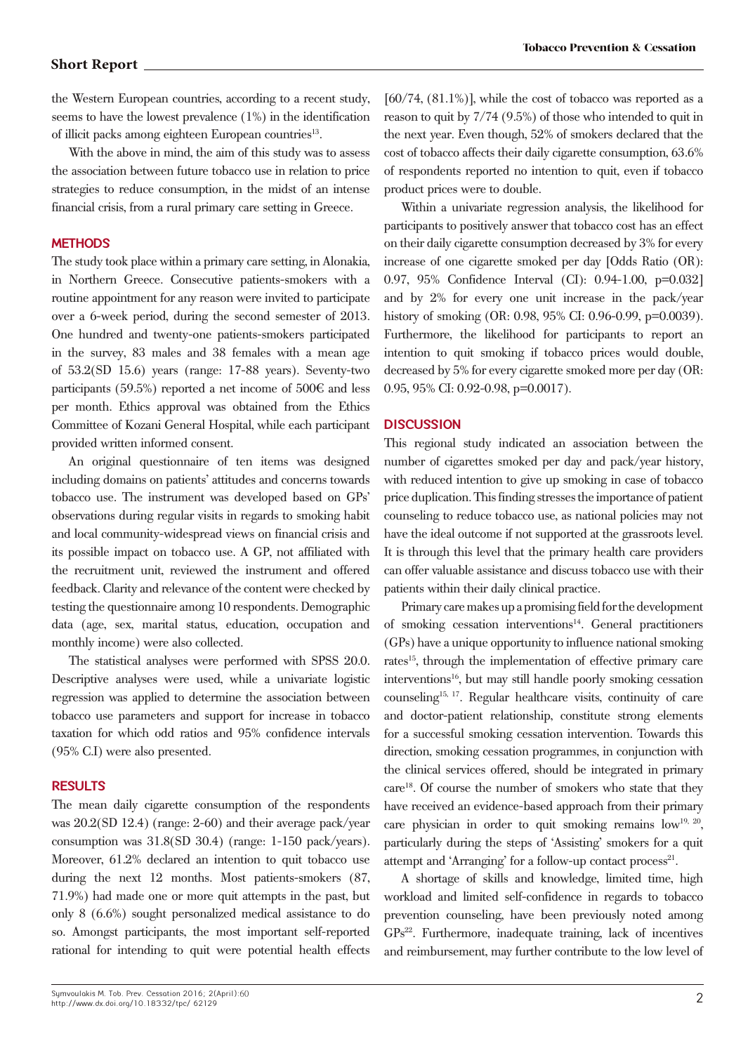the Western European countries, according to a recent study, seems to have the lowest prevalence (1%) in the identification of illicit packs among eighteen European countries[13].

With the above in mind, the aim of this study was to assess the association between future tobacco use in relation to price strategies to reduce consumption, in the midst of an intense financial crisis, from a rural primary care setting in Greece.

## METHODS

The study took place within a primary care setting, in Alonakia, in Northern Greece. Consecutive patients-smokers with a routine appointment for any reason were invited to participate over a 6-week period, during the second semester of 2013. One hundred and twenty-one patients-smokers participated in the survey, 83 males and 38 females with a mean age of 53.2(SD 15.6) years (range: 17-88 years). Seventy-two participants (59.5%) reported a net income of 500€ and less per month. Ethics approval was obtained from the Ethics Committee of Kozani General Hospital, while each participant provided written informed consent.

An original questionnaire of ten items was designed including domains on patients' attitudes and concerns towards tobacco use. The instrument was developed based on GPs' observations during regular visits in regards to smoking habit and local community-widespread views on financial crisis and its possible impact on tobacco use. A GP, not affiliated with the recruitment unit, reviewed the instrument and offered feedback. Clarity and relevance of the content were checked by testing the questionnaire among 10 respondents. Demographic data (age, sex, marital status, education, occupation and monthly income) were also collected.

The statistical analyses were performed with SPSS 20.0. Descriptive analyses were used, while a univariate logistic regression was applied to determine the association between tobacco use parameters and support for increase in tobacco taxation for which odd ratios and 95% confidence intervals (95% C.I) were also presented.

## RESULTS

The mean daily cigarette consumption of the respondents was 20.2(SD 12.4) (range: 2-60) and their average pack/year consumption was 31.8(SD 30.4) (range: 1-150 pack/years). Moreover, 61.2% declared an intention to quit tobacco use during the next 12 months. Most patients-smokers (87, 71.9%) had made one or more quit attempts in the past, but only 8 (6.6%) sought personalized medical assistance to do so. Amongst participants, the most important self-reported rational for intending to quit were potential health effects [60/74, (81.1%)], while the cost of tobacco was reported as a reason to quit by 7/74 (9.5%) of those who intended to quit in the next year. Even though, 52% of smokers declared that the cost of tobacco affects their daily cigarette consumption, 63.6% of respondents reported no intention to quit, even if tobacco product prices were to double.

Within a univariate regression analysis, the likelihood for participants to positively answer that tobacco cost has an effect on their daily cigarette consumption decreased by 3% for every increase of one cigarette smoked per day [Odds Ratio (OR): 0.97, 95% Confidence Interval (CI): 0.94-1.00, p=0.032] and by 2% for every one unit increase in the pack/year history of smoking (OR: 0.98, 95% CI: 0.96-0.99, p=0.0039). Furthermore, the likelihood for participants to report an intention to quit smoking if tobacco prices would double, decreased by 5% for every cigarette smoked more per day (OR: 0.95, 95% CI: 0.92-0.98, p=0.0017).

## DISCUSSION

This regional study indicated an association between the number of cigarettes smoked per day and pack/year history, with reduced intention to give up smoking in case of tobacco price duplication. This finding stresses the importance of patient counseling to reduce tobacco use, as national policies may not have the ideal outcome if not supported at the grassroots level. It is through this level that the primary health care providers can offer valuable assistance and discuss tobacco use with their patients within their daily clinical practice.

Primary care makes up a promising field for the development of smoking cessation interventions[14]. General practitioners (GPs) have a unique opportunity to influence national smoking rates[15], through the implementation of effective primary care interventions[16], but may still handle poorly smoking cessation counseling[15, 17]. Regular healthcare visits, continuity of care and doctor-patient relationship, constitute strong elements for a successful smoking cessation intervention. Towards this direction, smoking cessation programmes, in conjunction with the clinical services offered, should be integrated in primary care[18]. Of course the number of smokers who state that they have received an evidence-based approach from their primary care physician in order to quit smoking remains low[19, 20], particularly during the steps of 'Assisting' smokers for a quit attempt and 'Arranging' for a follow-up contact process[21].

A shortage of skills and knowledge, limited time, high workload and limited self-confidence in regards to tobacco prevention counseling, have been previously noted among GPs[22]. Furthermore, inadequate training, lack of incentives and reimbursement, may further contribute to the low level of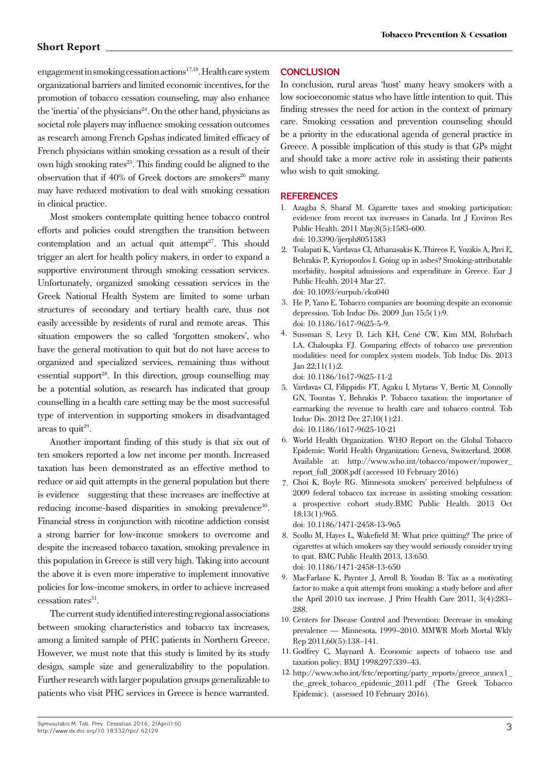engagement in smoking cessation actions[17,18]. Health care system organizational barriers and limited economic incentives, for the promotion of tobacco cessation counseling, may also enhance the 'inertia' of the physicians[24]. On the other hand, physicians as societal role players may influence smoking cessation outcomes as research among French Gpshas indicated limited efficacy of French physicians within smoking cessation as a result of their own high smoking rates[25]. This finding could be aligned to the observation that if 40% of Greek doctors are smokers[26] many may have reduced motivation to deal with smoking cessation in clinical practice.

Most smokers contemplate quitting hence tobacco control efforts and policies could strengthen the transition between contemplation and an actual quit attempt[27]. This should trigger an alert for health policy makers, in order to expand a supportive environment through smoking cessation services. Unfortunately, organized smoking cessation services in the Greek National Health System are limited to some urban structures of secondary and tertiary health care, thus not easily accessible by residents of rural and remote areas. This situation empowers the so called 'forgotten smokers', who have the general motivation to quit but do not have access to organized and specialized services, remaining thus without essential support[28]. In this direction, group counselling may be a potential solution, as research has indicated that group counselling in a health care setting may be the most successful type of intervention in supporting smokers in disadvantaged areas to quit[29].

Another important finding of this study is that six out of ten smokers reported a low net income per month. Increased taxation has been demonstrated as an effective method to reduce or aid quit attempts in the general population but there is evidence suggesting that these increases are ineffective at reducing income-based disparities in smoking prevalence[30]. Financial stress in conjunction with nicotine addiction consist a strong barrier for low-income smokers to overcome and despite the increased tobacco taxation, smoking prevalence in this population in Greece is still very high. Taking into account the above it is even more imperative to implement innovative policies for low-income smokers, in order to achieve increased cessation rates[31].

The current study identified interesting regional associations between smoking characteristics and tobacco tax increases, among a limited sample of PHC patients in Northern Greece. However, we must note that this study is limited by its study design, sample size and generalizability to the population. Further research with larger population groups generalizable to patients who visit PHC services in Greece is hence warranted.

## CONCLUSION

In conclusion, rural areas 'host' many heavy smokers with a low socioeconomic status who have little intention to quit. This finding stresses the need for action in the context of primary care. Smoking cessation and prevention counseling should be a priority in the educational agenda of general practice in Greece. A possible implication of this study is that GPs might and should take a more active role in assisting their patients who wish to quit smoking.

## REFERENCES

1. Azagba S, Sharaf M. Cigarette taxes and smoking participation: evidence from recent tax increases in Canada. Int J Environ Res Public Health. 2011 May;8(5):1583-600. doi: 10.3390/ijerph8051583
2. Tsalapati K, Vardavas CI, Athanasakis K, Thireos E, Vozikis A, Pavi E, Behrakis P, Kyriopoulos I. Going up in ashes? Smoking-attributable morbidity, hospital admissions and expenditure in Greece. Eur J Public Health. 2014 Mar 27. doi: 10.1093/eurpub/cku040
3. He P, Yano E. Tobacco companies are booming despite an economic depression. Tob Induc Dis. 2009 Jun 15;5(1):9. doi: 10.1186/1617-9625-5-9.
4. Sussman S, Levy D, Lich KH, Cené CW, Kim MM, Rohrbach LA, Chaloupka FJ. Comparing effects of tobacco use prevention modalities: need for complex system models. Tob Induc Dis. 2013 Jan 22;11(1):2. doi: 10.1186/1617-9625-11-2
5. Vardavas CI, Filippidis FT, Agaku I, Mytaras V, Bertic M, Connolly GN, Tountas Y, Behrakis P. Tobacco taxation: the importance of earmarking the revenue to health care and tobacco control. Tob Induc Dis. 2012 Dec 27;10(1):21. doi: 10.1186/1617-9625-10-21
6. World Health Organization. WHO Report on the Global Tobacco Epidemic; World Health Organization: Geneva, Switzerland, 2008. Available at: http://www.who.int/tobacco/mpower/mpower_report_full_2008.pdf (accessed 10 February 2016)
7. Choi K, Boyle RG. Minnesota smokers' perceived helpfulness of 2009 federal tobacco tax increase in assisting smoking cessation: a prospective cohort study.BMC Public Health. 2013 Oct 18;13(1):965. doi: 10.1186/1471-2458-13-965
8. Scollo M, Hayes L, Wakefield M: What price quitting? The price of cigarettes at which smokers say they would seriously consider trying to quit. BMC Public Health 2013, 13:650. doi: 10.1186/1471-2458-13-650
9. MacFarlane K, Paynter J, Arroll B, Youdan B: Tax as a motivating factor to make a quit attempt from smoking: a study before and after the April 2010 tax increase. J Prim Health Care 2011, 3(4):283–288.
10. Centers for Disease Control and Prevention: Decrease in smoking prevalence — Minnesota, 1999–2010. MMWR Morb Mortal Wkly Rep 2011,60(5):138–141.
11. Godfrey C, Maynard A. Economic aspects of tobacco use and taxation policy. BMJ 1998;297:339–43.
12. http://www.who.int/fctc/reporting/party_reports/greece_annex1_the_greek_tobacco_epidemic_2011.pdf (The Greek Tobacco Epidemic). (assessed 10 February 2016).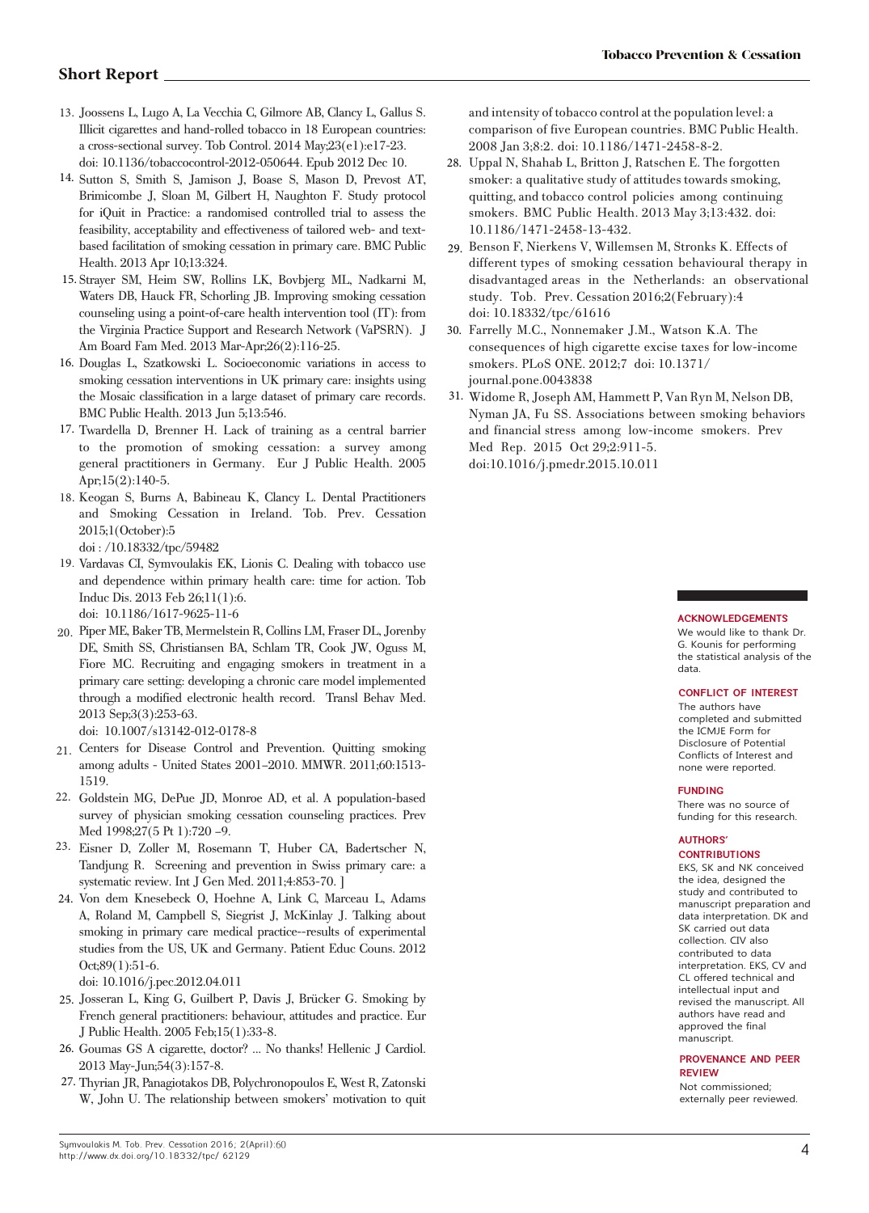13. Joossens L, Lugo A, La Vecchia C, Gilmore AB, Clancy L, Gallus S. Illicit cigarettes and hand-rolled tobacco in 18 European countries: a cross-sectional survey. Tob Control. 2014 May;23(e1):e17-23. doi: 10.1136/tobaccocontrol-2012-050644. Epub 2012 Dec 10.
14. Sutton S, Smith S, Jamison J, Boase S, Mason D, Prevost AT, Brimicombe J, Sloan M, Gilbert H, Naughton F. Study protocol for iQuit in Practice: a randomised controlled trial to assess the feasibility, acceptability and effectiveness of tailored web- and text-based facilitation of smoking cessation in primary care. BMC Public Health. 2013 Apr 10;13:324.
15. Strayer SM, Heim SW, Rollins LK, Bovbjerg ML, Nadkarni M, Waters DB, Hauck FR, Schorling JB. Improving smoking cessation counseling using a point-of-care health intervention tool (IT): from the Virginia Practice Support and Research Network (VaPSRN). J Am Board Fam Med. 2013 Mar-Apr;26(2):116-25.
16. Douglas L, Szatkowski L. Socioeconomic variations in access to smoking cessation interventions in UK primary care: insights using the Mosaic classification in a large dataset of primary care records. BMC Public Health. 2013 Jun 5;13:546.
17. Twardella D, Brenner H. Lack of training as a central barrier to the promotion of smoking cessation: a survey among general practitioners in Germany. Eur J Public Health. 2005 Apr;15(2):140-5.
18. Keogan S, Burns A, Babineau K, Clancy L. Dental Practitioners and Smoking Cessation in Ireland. Tob. Prev. Cessation 2015;1(October):5 doi : /10.18332/tpc/59482
19. Vardavas CI, Symvoulakis EK, Lionis C. Dealing with tobacco use and dependence within primary health care: time for action. Tob Induc Dis. 2013 Feb 26;11(1):6. doi: 10.1186/1617-9625-11-6
20. Piper ME, Baker TB, Mermelstein R, Collins LM, Fraser DL, Jorenby DE, Smith SS, Christiansen BA, Schlam TR, Cook JW, Oguss M, Fiore MC. Recruiting and engaging smokers in treatment in a primary care setting: developing a chronic care model implemented through a modified electronic health record. Transl Behav Med. 2013 Sep;3(3):253-63. doi: 10.1007/s13142-012-0178-8
21. Centers for Disease Control and Prevention. Quitting smoking among adults - United States 2001–2010. MMWR. 2011;60:1513-1519.
22. Goldstein MG, DePue JD, Monroe AD, et al. A population-based survey of physician smoking cessation counseling practices. Prev Med 1998;27(5 Pt 1):720 –9.
23. Eisner D, Zoller M, Rosemann T, Huber CA, Badertscher N, Tandjung R. Screening and prevention in Swiss primary care: a systematic review. Int J Gen Med. 2011;4:853-70. ]
24. Von dem Knesebeck O, Hoehne A, Link C, Marceau L, Adams A, Roland M, Campbell S, Siegrist J, McKinlay J. Talking about smoking in primary care medical practice--results of experimental studies from the US, UK and Germany. Patient Educ Couns. 2012 Oct;89(1):51-6. doi: 10.1016/j.pec.2012.04.011
25. Josseran L, King G, Guilbert P, Davis J, Brücker G. Smoking by French general practitioners: behaviour, attitudes and practice. Eur J Public Health. 2005 Feb;15(1):33-8.
26. Goumas GS A cigarette, doctor? ... No thanks! Hellenic J Cardiol. 2013 May-Jun;54(3):157-8.
27. Thyrian JR, Panagiotakos DB, Polychronopoulos E, West R, Zatonski W, John U. The relationship between smokers' motivation to quit and intensity of tobacco control at the population level: a comparison of five European countries. BMC Public Health. 2008 Jan 3;8:2. doi: 10.1186/1471-2458-8-2.
28. Uppal N, Shahab L, Britton J, Ratschen E. The forgotten smoker: a qualitative study of attitudes towards smoking, quitting, and tobacco control policies among continuing smokers. BMC Public Health. 2013 May 3;13:432. doi: 10.1186/1471-2458-13-432.
29. Benson F, Nierkens V, Willemsen M, Stronks K. Effects of different types of smoking cessation behavioural therapy in disadvantaged areas in the Netherlands: an observational study. Tob. Prev. Cessation 2016;2(February):4 doi: 10.18332/tpc/61616
30. Farrelly M.C., Nonnemaker J.M., Watson K.A. The consequences of high cigarette excise taxes for low-income smokers. PLoS ONE. 2012;7 doi: 10.1371/journal.pone.0043838
31. Widome R, Joseph AM, Hammett P, Van Ryn M, Nelson DB, Nyman JA, Fu SS. Associations between smoking behaviors and financial stress among low-income smokers. Prev Med Rep. 2015 Oct 29;2:911-5. doi:10.1016/j.pmedr.2015.10.011

**ACKNOWLEDGEMENTS**

We would like to thank Dr. G. Kounis for performing the statistical analysis of the data.

**CONFLICT OF INTEREST**

The authors have completed and submitted the ICMJE Form for Disclosure of Potential Conflicts of Interest and none were reported.

**FUNDING**

There was no source of funding for this research.

**AUTHORS' CONTRIBUTIONS**

EKS, SK and NK conceived the idea, designed the study and contributed to manuscript preparation and data interpretation. DK and SK carried out data collection. CIV also contributed to data interpretation. EKS, CV and CL offered technical and intellectual input and revised the manuscript. All authors have read and approved the final manuscript.

**PROVENANCE AND PEER REVIEW**

Not commissioned; externally peer reviewed.